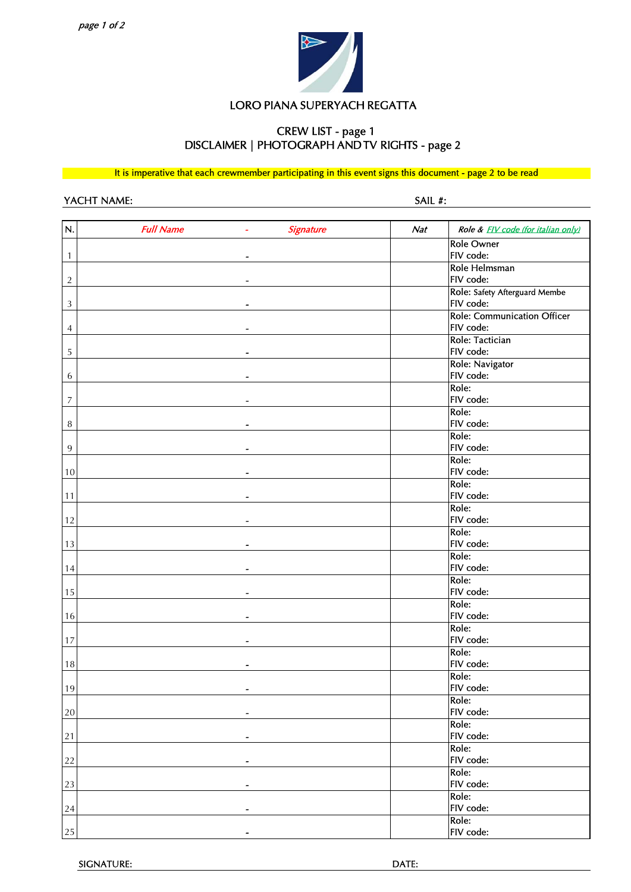# LORO PIANA SUPERYACH REGATTA

## CREW LIST - page 1
## DISCLAIMER | PHOTOGRAPH AND TV RIGHTS - page 2

**It is imperative that each crewmember participating in this event signs this document - page 2 to be read**

YACHT NAME: SAIL #:

| N. | *Full Name - Signature* | *Nat* | *Role & FIV code (for italian only)* |
|---|---|---|---|
| 1 | - | | Role Owner<br>FIV code: |
| 2 | - | | Role Helmsman<br>FIV code: |
| 3 | - | | Role: Safety Afterguard Membe<br>FIV code: |
| 4 | - | | Role: Communication Officer<br>FIV code: |
| 5 | - | | Role: Tactician<br>FIV code: |
| 6 | - | | Role: Navigator<br>FIV code: |
| 7 | - | | Role:<br>FIV code: |
| 8 | - | | Role:<br>FIV code: |
| 9 | - | | Role:<br>FIV code: |
| 10 | - | | Role:<br>FIV code: |
| 11 | - | | Role:<br>FIV code: |
| 12 | - | | Role:<br>FIV code: |
| 13 | - | | Role:<br>FIV code: |
| 14 | - | | Role:<br>FIV code: |
| 15 | - | | Role:<br>FIV code: |
| 16 | - | | Role:<br>FIV code: |
| 17 | - | | Role:<br>FIV code: |
| 18 | - | | Role:<br>FIV code: |
| 19 | - | | Role:<br>FIV code: |
| 20 | - | | Role:<br>FIV code: |
| 21 | - | | Role:<br>FIV code: |
| 22 | - | | Role:<br>FIV code: |
| 23 | - | | Role:<br>FIV code: |
| 24 | - | | Role:<br>FIV code: |
| 25 | - | | Role:<br>FIV code: |

SIGNATURE: DATE: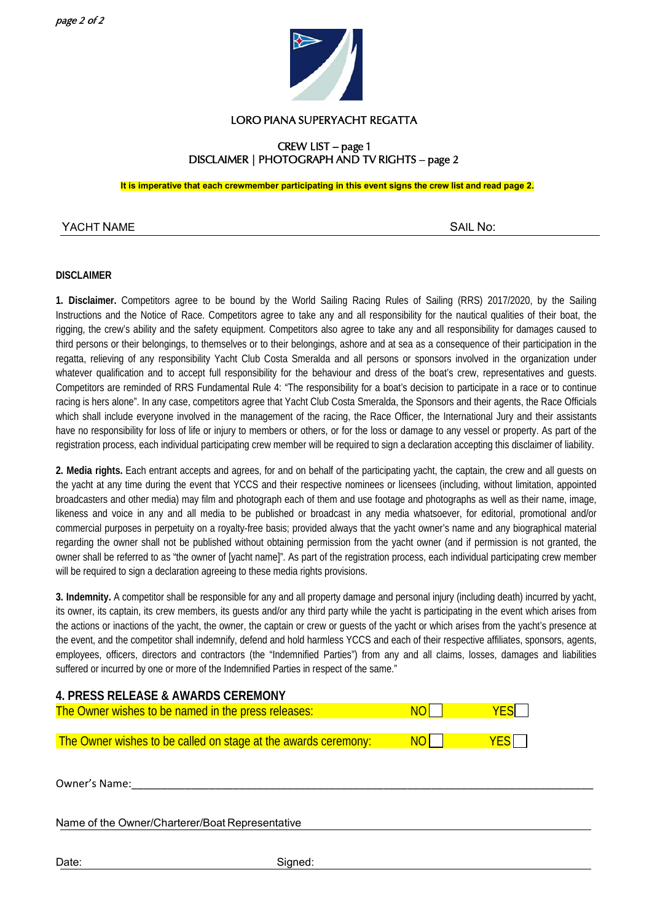LORO PIANA SUPERYACHT REGATTA

CREW LIST – page 1
DISCLAIMER | PHOTOGRAPH AND TV RIGHTS – page 2

**It is imperative that each crewmember participating in this event signs the crew list and read page 2.**

YACHT NAME ______________________ SAIL No: ______________________

## DISCLAIMER

**1. Disclaimer.** Competitors agree to be bound by the World Sailing Racing Rules of Sailing (RRS) 2017/2020, by the Sailing Instructions and the Notice of Race. Competitors agree to take any and all responsibility for the nautical qualities of their boat, the rigging, the crew's ability and the safety equipment. Competitors also agree to take any and all responsibility for damages caused to third persons or their belongings, to themselves or to their belongings, ashore and at sea as a consequence of their participation in the regatta, relieving of any responsibility Yacht Club Costa Smeralda and all persons or sponsors involved in the organization under whatever qualification and to accept full responsibility for the behaviour and dress of the boat's crew, representatives and guests. Competitors are reminded of RRS Fundamental Rule 4: "The responsibility for a boat's decision to participate in a race or to continue racing is hers alone". In any case, competitors agree that Yacht Club Costa Smeralda, the Sponsors and their agents, the Race Officials which shall include everyone involved in the management of the racing, the Race Officer, the International Jury and their assistants have no responsibility for loss of life or injury to members or others, or for the loss or damage to any vessel or property. As part of the registration process, each individual participating crew member will be required to sign a declaration accepting this disclaimer of liability.

**2. Media rights.** Each entrant accepts and agrees, for and on behalf of the participating yacht, the captain, the crew and all guests on the yacht at any time during the event that YCCS and their respective nominees or licensees (including, without limitation, appointed broadcasters and other media) may film and photograph each of them and use footage and photographs as well as their name, image, likeness and voice in any and all media to be published or broadcast in any media whatsoever, for editorial, promotional and/or commercial purposes in perpetuity on a royalty-free basis; provided always that the yacht owner's name and any biographical material regarding the owner shall not be published without obtaining permission from the yacht owner (and if permission is not granted, the owner shall be referred to as "the owner of [yacht name]". As part of the registration process, each individual participating crew member will be required to sign a declaration agreeing to these media rights provisions.

**3. Indemnity.** A competitor shall be responsible for any and all property damage and personal injury (including death) incurred by yacht, its owner, its captain, its crew members, its guests and/or any third party while the yacht is participating in the event which arises from the actions or inactions of the yacht, the owner, the captain or crew or guests of the yacht or which arises from the yacht's presence at the event, and the competitor shall indemnify, defend and hold harmless YCCS and each of their respective affiliates, sponsors, agents, employees, officers, directors and contractors (the "Indemnified Parties") from any and all claims, losses, damages and liabilities suffered or incurred by one or more of the Indemnified Parties in respect of the same."

## 4. PRESS RELEASE & AWARDS CEREMONY

The Owner wishes to be named in the press releases: NO ☐ YES ☐

The Owner wishes to be called on stage at the awards ceremony: NO ☐ YES ☐

Owner's Name:______________________________________________

Name of the Owner/Charterer/Boat Representative ______________________

Date: ______________________ Signed: ______________________